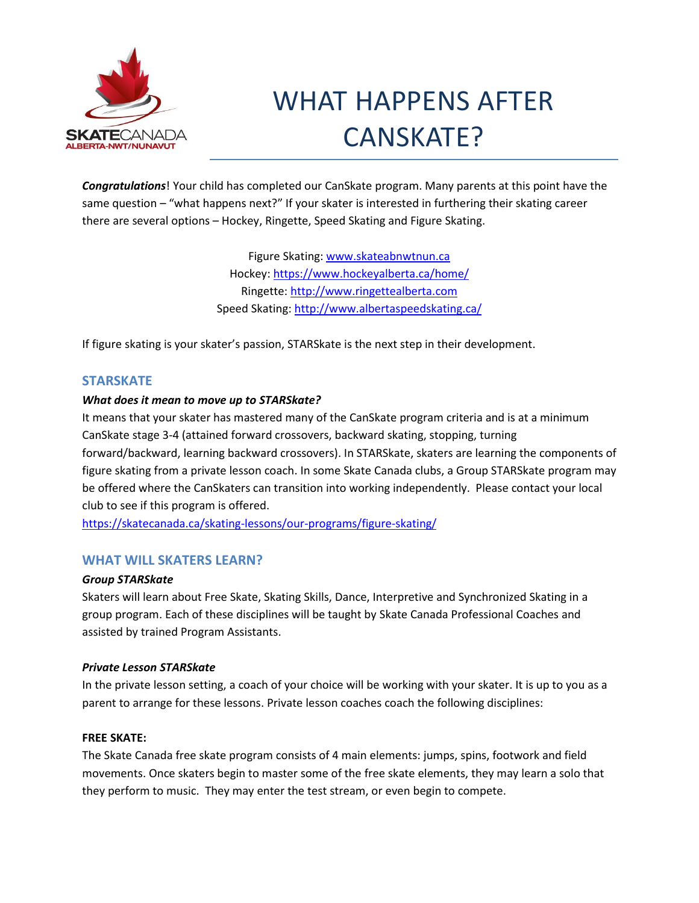# WHAT HAPPENS AFTER CANSKATE?

***Congratulations***! Your child has completed our CanSkate program. Many parents at this point have the same question – "what happens next?" If your skater is interested in furthering their skating career there are several options – Hockey, Ringette, Speed Skating and Figure Skating.

Figure Skating: www.skateabnwtnun.ca
Hockey: https://www.hockeyalberta.ca/home/
Ringette: http://www.ringettealberta.com
Speed Skating: http://www.albertaspeedskating.ca/

If figure skating is your skater's passion, STARSkate is the next step in their development.

## STARSKATE

***What does it mean to move up to STARSkate?***

It means that your skater has mastered many of the CanSkate program criteria and is at a minimum CanSkate stage 3-4 (attained forward crossovers, backward skating, stopping, turning forward/backward, learning backward crossovers). In STARSkate, skaters are learning the components of figure skating from a private lesson coach. In some Skate Canada clubs, a Group STARSkate program may be offered where the CanSkaters can transition into working independently. Please contact your local club to see if this program is offered.

https://skatecanada.ca/skating-lessons/our-programs/figure-skating/

## WHAT WILL SKATERS LEARN?

***Group STARSkate***

Skaters will learn about Free Skate, Skating Skills, Dance, Interpretive and Synchronized Skating in a group program. Each of these disciplines will be taught by Skate Canada Professional Coaches and assisted by trained Program Assistants.

***Private Lesson STARSkate***

In the private lesson setting, a coach of your choice will be working with your skater. It is up to you as a parent to arrange for these lessons. Private lesson coaches coach the following disciplines:

**FREE SKATE:**

The Skate Canada free skate program consists of 4 main elements: jumps, spins, footwork and field movements. Once skaters begin to master some of the free skate elements, they may learn a solo that they perform to music. They may enter the test stream, or even begin to compete.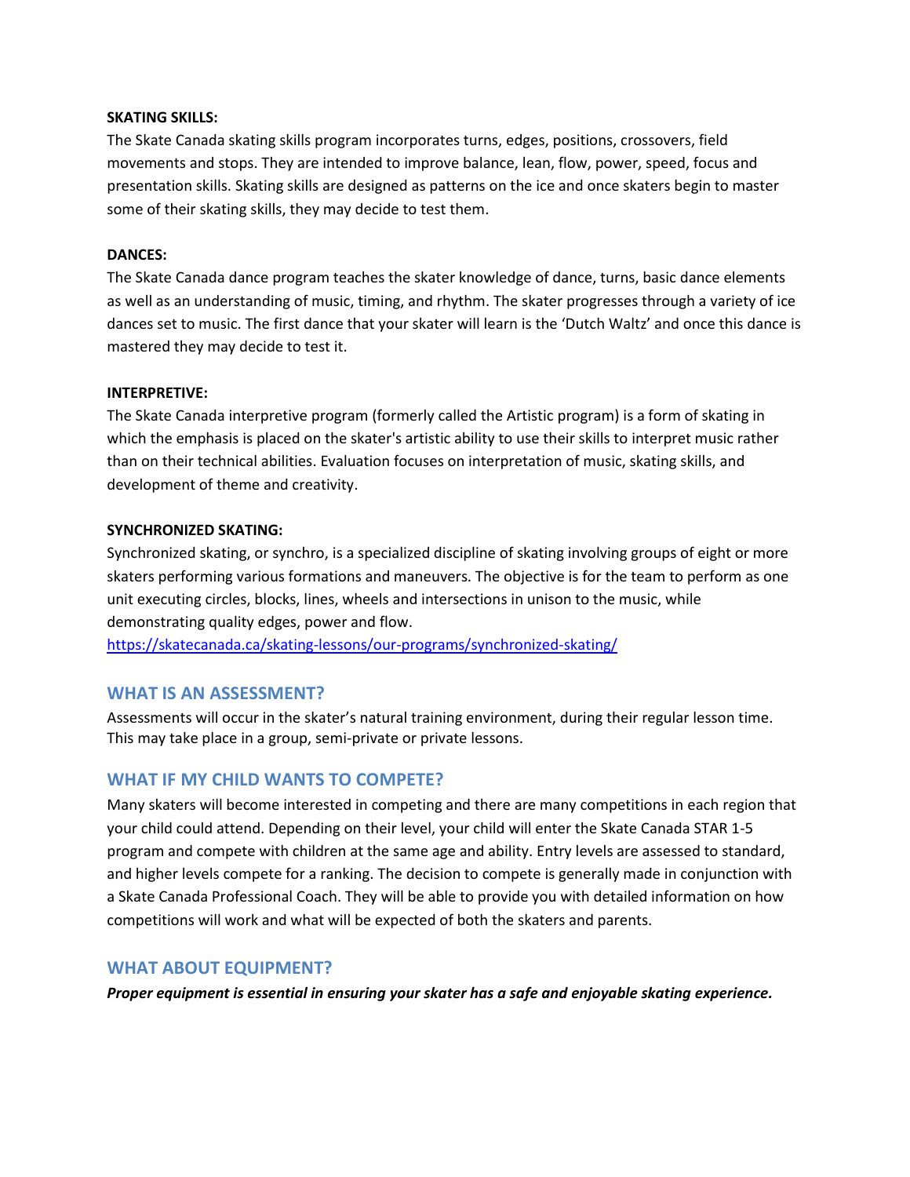**SKATING SKILLS:**

The Skate Canada skating skills program incorporates turns, edges, positions, crossovers, field movements and stops. They are intended to improve balance, lean, flow, power, speed, focus and presentation skills. Skating skills are designed as patterns on the ice and once skaters begin to master some of their skating skills, they may decide to test them.

**DANCES:**

The Skate Canada dance program teaches the skater knowledge of dance, turns, basic dance elements as well as an understanding of music, timing, and rhythm. The skater progresses through a variety of ice dances set to music. The first dance that your skater will learn is the 'Dutch Waltz' and once this dance is mastered they may decide to test it.

**INTERPRETIVE:**

The Skate Canada interpretive program (formerly called the Artistic program) is a form of skating in which the emphasis is placed on the skater's artistic ability to use their skills to interpret music rather than on their technical abilities. Evaluation focuses on interpretation of music, skating skills, and development of theme and creativity.

**SYNCHRONIZED SKATING:**

Synchronized skating, or synchro, is a specialized discipline of skating involving groups of eight or more skaters performing various formations and maneuvers. The objective is for the team to perform as one unit executing circles, blocks, lines, wheels and intersections in unison to the music, while demonstrating quality edges, power and flow.

https://skatecanada.ca/skating-lessons/our-programs/synchronized-skating/

## WHAT IS AN ASSESSMENT?

Assessments will occur in the skater's natural training environment, during their regular lesson time. This may take place in a group, semi-private or private lessons.

## WHAT IF MY CHILD WANTS TO COMPETE?

Many skaters will become interested in competing and there are many competitions in each region that your child could attend. Depending on their level, your child will enter the Skate Canada STAR 1-5 program and compete with children at the same age and ability. Entry levels are assessed to standard, and higher levels compete for a ranking. The decision to compete is generally made in conjunction with a Skate Canada Professional Coach. They will be able to provide you with detailed information on how competitions will work and what will be expected of both the skaters and parents.

## WHAT ABOUT EQUIPMENT?

***Proper equipment is essential in ensuring your skater has a safe and enjoyable skating experience.***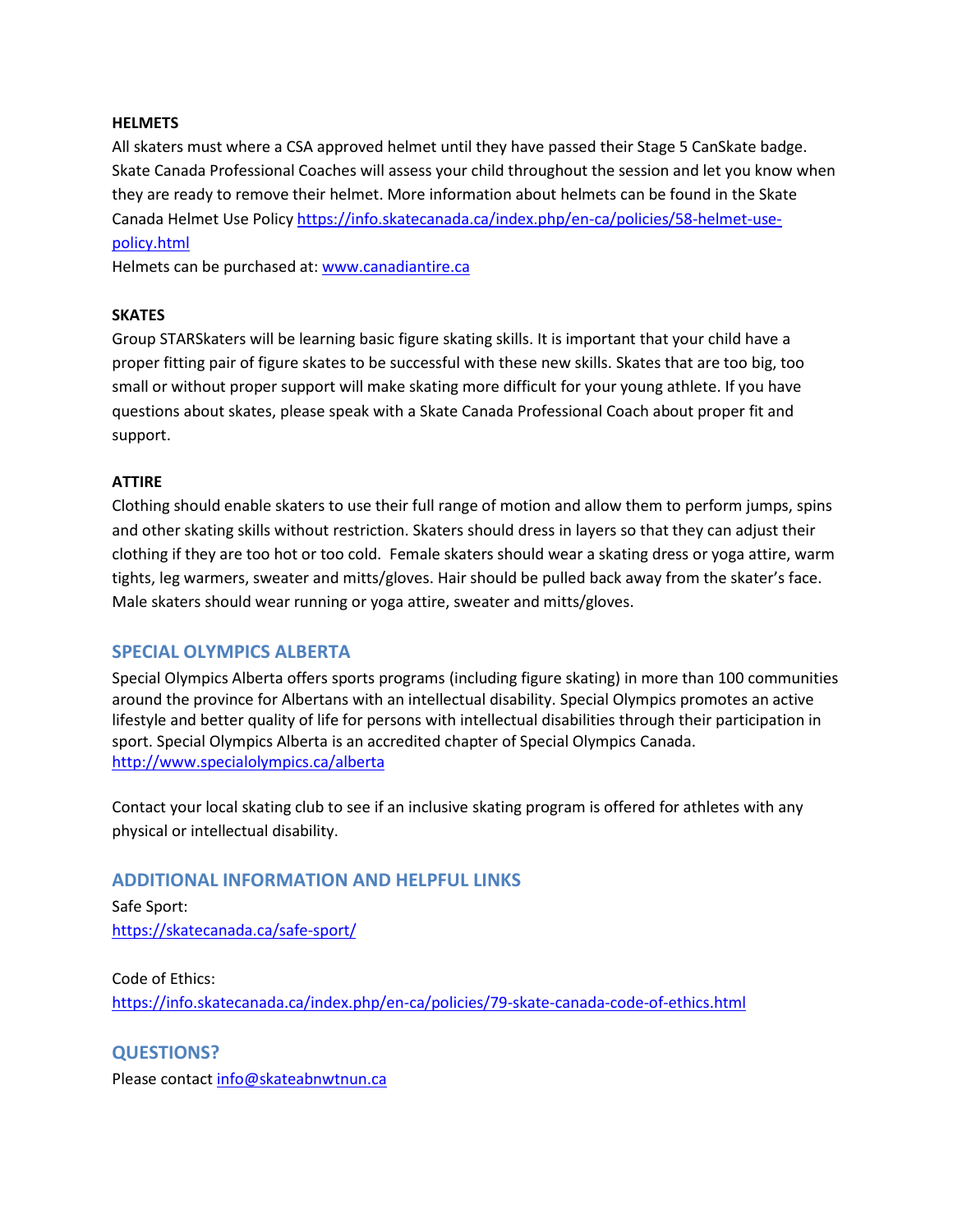**HELMETS**

All skaters must where a CSA approved helmet until they have passed their Stage 5 CanSkate badge. Skate Canada Professional Coaches will assess your child throughout the session and let you know when they are ready to remove their helmet. More information about helmets can be found in the Skate Canada Helmet Use Policy https://info.skatecanada.ca/index.php/en-ca/policies/58-helmet-use-policy.html

Helmets can be purchased at: www.canadiantire.ca

**SKATES**

Group STARSkaters will be learning basic figure skating skills. It is important that your child have a proper fitting pair of figure skates to be successful with these new skills. Skates that are too big, too small or without proper support will make skating more difficult for your young athlete. If you have questions about skates, please speak with a Skate Canada Professional Coach about proper fit and support.

**ATTIRE**

Clothing should enable skaters to use their full range of motion and allow them to perform jumps, spins and other skating skills without restriction. Skaters should dress in layers so that they can adjust their clothing if they are too hot or too cold. Female skaters should wear a skating dress or yoga attire, warm tights, leg warmers, sweater and mitts/gloves. Hair should be pulled back away from the skater's face. Male skaters should wear running or yoga attire, sweater and mitts/gloves.

## SPECIAL OLYMPICS ALBERTA

Special Olympics Alberta offers sports programs (including figure skating) in more than 100 communities around the province for Albertans with an intellectual disability. Special Olympics promotes an active lifestyle and better quality of life for persons with intellectual disabilities through their participation in sport. Special Olympics Alberta is an accredited chapter of Special Olympics Canada. http://www.specialolympics.ca/alberta

Contact your local skating club to see if an inclusive skating program is offered for athletes with any physical or intellectual disability.

## ADDITIONAL INFORMATION AND HELPFUL LINKS

Safe Sport:
https://skatecanada.ca/safe-sport/

Code of Ethics:
https://info.skatecanada.ca/index.php/en-ca/policies/79-skate-canada-code-of-ethics.html

## QUESTIONS?

Please contact info@skateabnwtnun.ca